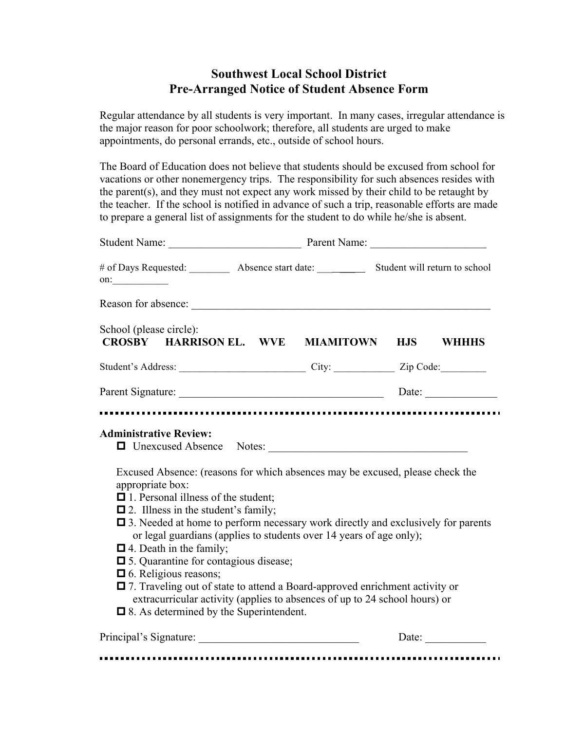# Southwest Local School District
## Pre-Arranged Notice of Student Absence Form

Regular attendance by all students is very important. In many cases, irregular attendance is the major reason for poor schoolwork; therefore, all students are urged to make appointments, do personal errands, etc., outside of school hours.

The Board of Education does not believe that students should be excused from school for vacations or other nonemergency trips. The responsibility for such absences resides with the parent(s), and they must not expect any work missed by their child to be retaught by the teacher. If the school is notified in advance of such a trip, reasonable efforts are made to prepare a general list of assignments for the student to do while he/she is absent.

Student Name: ________________________ Parent Name: _____________________

# of Days Requested: ________ Absence start date: ___________ Student will return to school on:___________

Reason for absence: _______________________________________________________

School (please circle):
**CROSBY HARRISON EL. WVE MIAMITOWN HJS WHHHS**

Student's Address: _________________________ City: ____________ Zip Code:_________

Parent Signature: _____________________________________ Date: _____________

---

**Administrative Review:**

☐ Unexcused Absence Notes: ____________________________________

Excused Absence: (reasons for which absences may be excused, please check the appropriate box:

☐ 1. Personal illness of the student;
☐ 2. Illness in the student's family;
☐ 3. Needed at home to perform necessary work directly and exclusively for parents or legal guardians (applies to students over 14 years of age only);
☐ 4. Death in the family;
☐ 5. Quarantine for contagious disease;
☐ 6. Religious reasons;
☐ 7. Traveling out of state to attend a Board-approved enrichment activity or extracurricular activity (applies to absences of up to 24 school hours) or
☐ 8. As determined by the Superintendent.

Principal's Signature: _____________________________ Date: ___________

---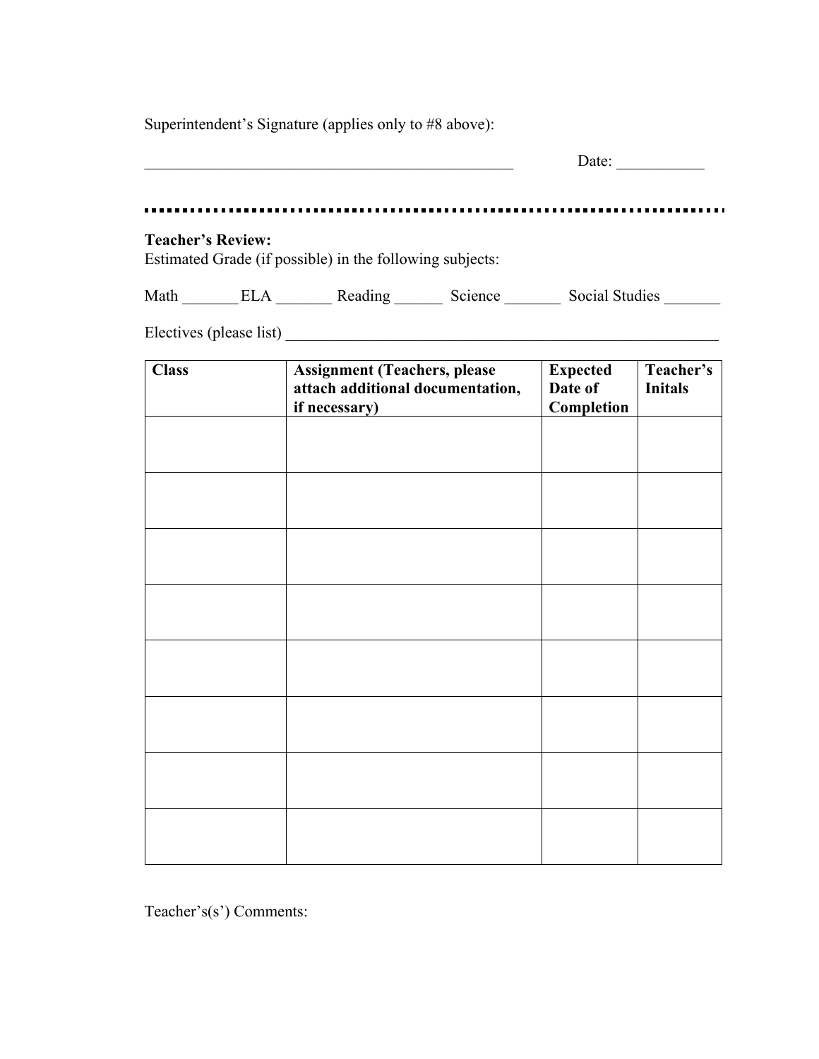Superintendent's Signature (applies only to #8 above):

_______________________________________________ Date: ___________

---

**Teacher's Review:**
Estimated Grade (if possible) in the following subjects:

Math _______ ELA _______ Reading ______ Science _______ Social Studies _______

Electives (please list) ________________________________________________________

| Class | Assignment (Teachers, please attach additional documentation, if necessary) | Expected Date of Completion | Teacher's Initals |
|---|---|---|---|
| | | | |
| | | | |
| | | | |
| | | | |
| | | | |
| | | | |
| | | | |
| | | | |

Teacher's(s') Comments: